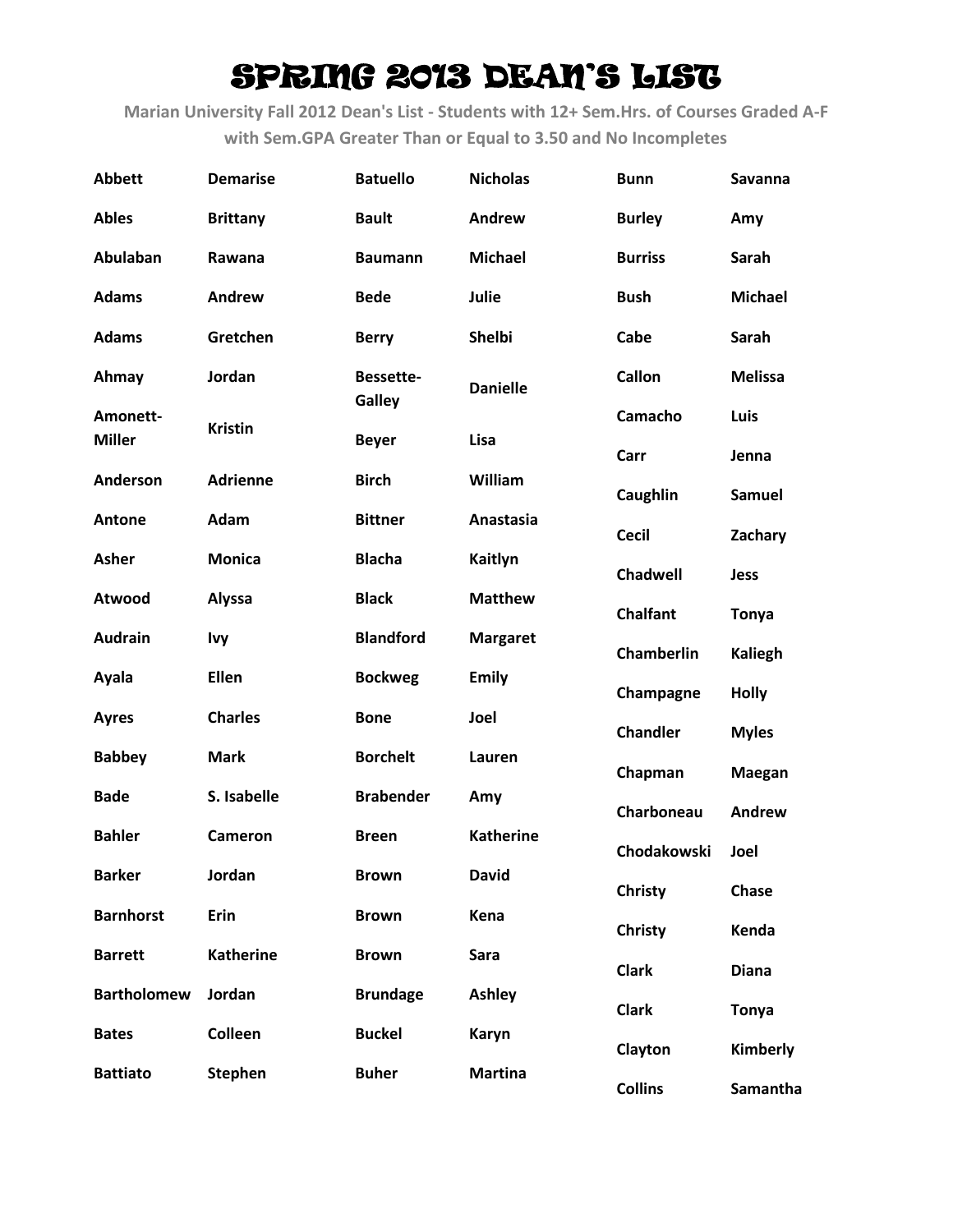# SPRING 2013 DEAN'S LIST

**Marian University Fall 2012 Dean's List - Students with 12+ Sem.Hrs. of Courses Graded A-F with Sem.GPA Greater Than or Equal to 3.50 and No Incompletes**

| Last Name | First Name |
|---|---|
| Abbett | Demarise |
| Ables | Brittany |
| Abulaban | Rawana |
| Adams | Andrew |
| Adams | Gretchen |
| Ahmay | Jordan |
| Amonett-Miller | Kristin |
| Anderson | Adrienne |
| Antone | Adam |
| Asher | Monica |
| Atwood | Alyssa |
| Audrain | Ivy |
| Ayala | Ellen |
| Ayres | Charles |
| Babbey | Mark |
| Bade | S. Isabelle |
| Bahler | Cameron |
| Barker | Jordan |
| Barnhorst | Erin |
| Barrett | Katherine |
| Bartholomew | Jordan |
| Bates | Colleen |
| Battiato | Stephen |
| Batuello | Nicholas |
| Bault | Andrew |
| Baumann | Michael |
| Bede | Julie |
| Berry | Shelbi |
| Bessette-Galley | Danielle |
| Beyer | Lisa |
| Birch | William |
| Bittner | Anastasia |
| Blacha | Kaitlyn |
| Black | Matthew |
| Blandford | Margaret |
| Bockweg | Emily |
| Bone | Joel |
| Borchelt | Lauren |
| Brabender | Amy |
| Breen | Katherine |
| Brown | David |
| Brown | Kena |
| Brown | Sara |
| Brundage | Ashley |
| Buckel | Karyn |
| Buher | Martina |
| Bunn | Savanna |
| Burley | Amy |
| Burriss | Sarah |
| Bush | Michael |
| Cabe | Sarah |
| Callon | Melissa |
| Camacho | Luis |
| Carr | Jenna |
| Caughlin | Samuel |
| Cecil | Zachary |
| Chadwell | Jess |
| Chalfant | Tonya |
| Chamberlin | Kaliegh |
| Champagne | Holly |
| Chandler | Myles |
| Chapman | Maegan |
| Charboneau | Andrew |
| Chodakowski | Joel |
| Christy | Chase |
| Christy | Kenda |
| Clark | Diana |
| Clark | Tonya |
| Clayton | Kimberly |
| Collins | Samantha |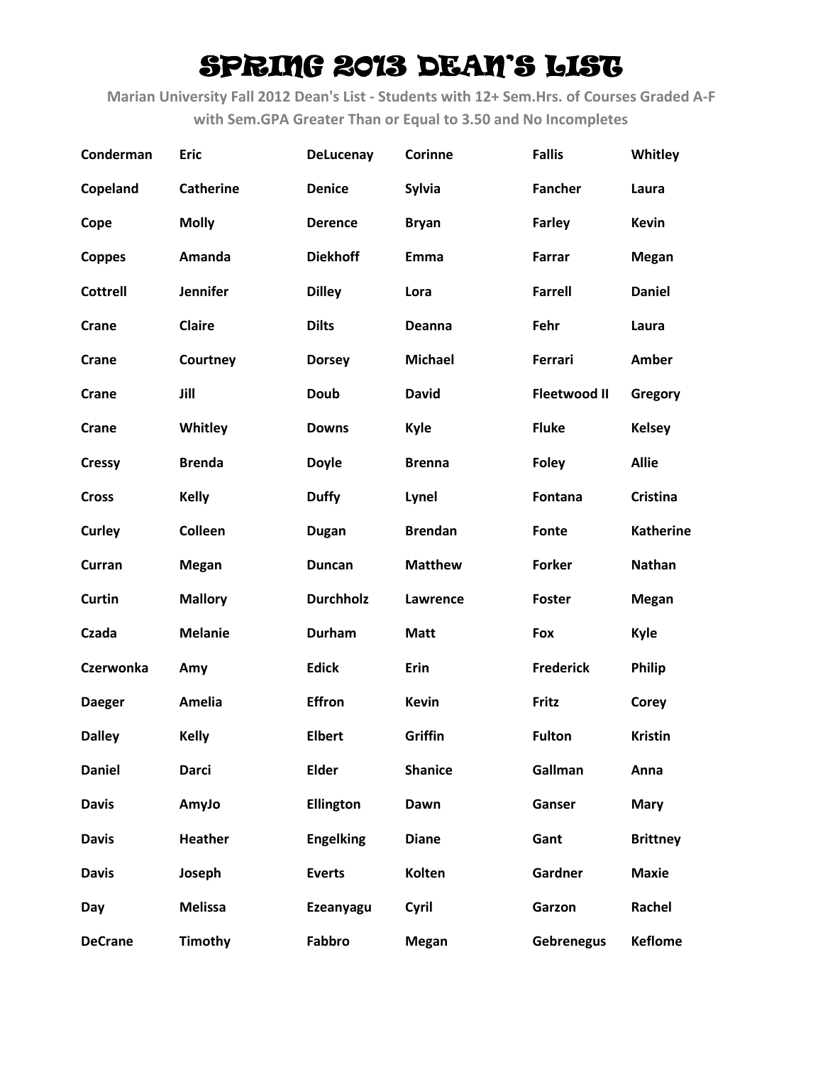# SPRING 2013 DEAN'S LIST

**Marian University Fall 2012 Dean's List - Students with 12+ Sem.Hrs. of Courses Graded A-F with Sem.GPA Greater Than or Equal to 3.50 and No Incompletes**

| | | | | | |
|---|---|---|---|---|---|
| **Conderman** | **Eric** | **DeLucenay** | **Corinne** | **Fallis** | **Whitley** |
| **Copeland** | **Catherine** | **Denice** | **Sylvia** | **Fancher** | **Laura** |
| **Cope** | **Molly** | **Derence** | **Bryan** | **Farley** | **Kevin** |
| **Coppes** | **Amanda** | **Diekhoff** | **Emma** | **Farrar** | **Megan** |
| **Cottrell** | **Jennifer** | **Dilley** | **Lora** | **Farrell** | **Daniel** |
| **Crane** | **Claire** | **Dilts** | **Deanna** | **Fehr** | **Laura** |
| **Crane** | **Courtney** | **Dorsey** | **Michael** | **Ferrari** | **Amber** |
| **Crane** | **Jill** | **Doub** | **David** | **Fleetwood II** | **Gregory** |
| **Crane** | **Whitley** | **Downs** | **Kyle** | **Fluke** | **Kelsey** |
| **Cressy** | **Brenda** | **Doyle** | **Brenna** | **Foley** | **Allie** |
| **Cross** | **Kelly** | **Duffy** | **Lynel** | **Fontana** | **Cristina** |
| **Curley** | **Colleen** | **Dugan** | **Brendan** | **Fonte** | **Katherine** |
| **Curran** | **Megan** | **Duncan** | **Matthew** | **Forker** | **Nathan** |
| **Curtin** | **Mallory** | **Durchholz** | **Lawrence** | **Foster** | **Megan** |
| **Czada** | **Melanie** | **Durham** | **Matt** | **Fox** | **Kyle** |
| **Czerwonka** | **Amy** | **Edick** | **Erin** | **Frederick** | **Philip** |
| **Daeger** | **Amelia** | **Effron** | **Kevin** | **Fritz** | **Corey** |
| **Dalley** | **Kelly** | **Elbert** | **Griffin** | **Fulton** | **Kristin** |
| **Daniel** | **Darci** | **Elder** | **Shanice** | **Gallman** | **Anna** |
| **Davis** | **AmyJo** | **Ellington** | **Dawn** | **Ganser** | **Mary** |
| **Davis** | **Heather** | **Engelking** | **Diane** | **Gant** | **Brittney** |
| **Davis** | **Joseph** | **Everts** | **Kolten** | **Gardner** | **Maxie** |
| **Day** | **Melissa** | **Ezeanyagu** | **Cyril** | **Garzon** | **Rachel** |
| **DeCrane** | **Timothy** | **Fabbro** | **Megan** | **Gebrenegus** | **Keflome** |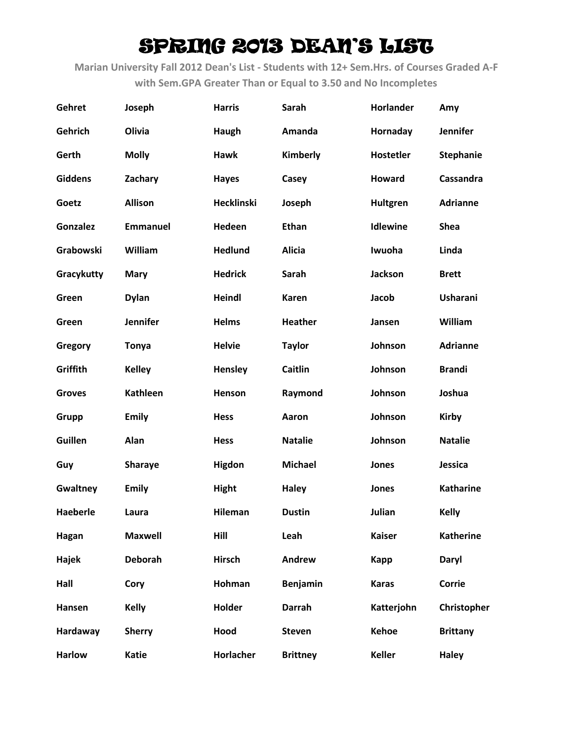# SPRING 2013 DEAN'S LIST

**Marian University Fall 2012 Dean's List - Students with 12+ Sem.Hrs. of Courses Graded A-F with Sem.GPA Greater Than or Equal to 3.50 and No Incompletes**

| | | | | | |
|---|---|---|---|---|---|
| **Gehret** | **Joseph** | **Harris** | **Sarah** | **Horlander** | **Amy** |
| **Gehrich** | **Olivia** | **Haugh** | **Amanda** | **Hornaday** | **Jennifer** |
| **Gerth** | **Molly** | **Hawk** | **Kimberly** | **Hostetler** | **Stephanie** |
| **Giddens** | **Zachary** | **Hayes** | **Casey** | **Howard** | **Cassandra** |
| **Goetz** | **Allison** | **Hecklinski** | **Joseph** | **Hultgren** | **Adrianne** |
| **Gonzalez** | **Emmanuel** | **Hedeen** | **Ethan** | **Idlewine** | **Shea** |
| **Grabowski** | **William** | **Hedlund** | **Alicia** | **Iwuoha** | **Linda** |
| **Gracykutty** | **Mary** | **Hedrick** | **Sarah** | **Jackson** | **Brett** |
| **Green** | **Dylan** | **Heindl** | **Karen** | **Jacob** | **Usharani** |
| **Green** | **Jennifer** | **Helms** | **Heather** | **Jansen** | **William** |
| **Gregory** | **Tonya** | **Helvie** | **Taylor** | **Johnson** | **Adrianne** |
| **Griffith** | **Kelley** | **Hensley** | **Caitlin** | **Johnson** | **Brandi** |
| **Groves** | **Kathleen** | **Henson** | **Raymond** | **Johnson** | **Joshua** |
| **Grupp** | **Emily** | **Hess** | **Aaron** | **Johnson** | **Kirby** |
| **Guillen** | **Alan** | **Hess** | **Natalie** | **Johnson** | **Natalie** |
| **Guy** | **Sharaye** | **Higdon** | **Michael** | **Jones** | **Jessica** |
| **Gwaltney** | **Emily** | **Hight** | **Haley** | **Jones** | **Katharine** |
| **Haeberle** | **Laura** | **Hileman** | **Dustin** | **Julian** | **Kelly** |
| **Hagan** | **Maxwell** | **Hill** | **Leah** | **Kaiser** | **Katherine** |
| **Hajek** | **Deborah** | **Hirsch** | **Andrew** | **Kapp** | **Daryl** |
| **Hall** | **Cory** | **Hohman** | **Benjamin** | **Karas** | **Corrie** |
| **Hansen** | **Kelly** | **Holder** | **Darrah** | **Katterjohn** | **Christopher** |
| **Hardaway** | **Sherry** | **Hood** | **Steven** | **Kehoe** | **Brittany** |
| **Harlow** | **Katie** | **Horlacher** | **Brittney** | **Keller** | **Haley** |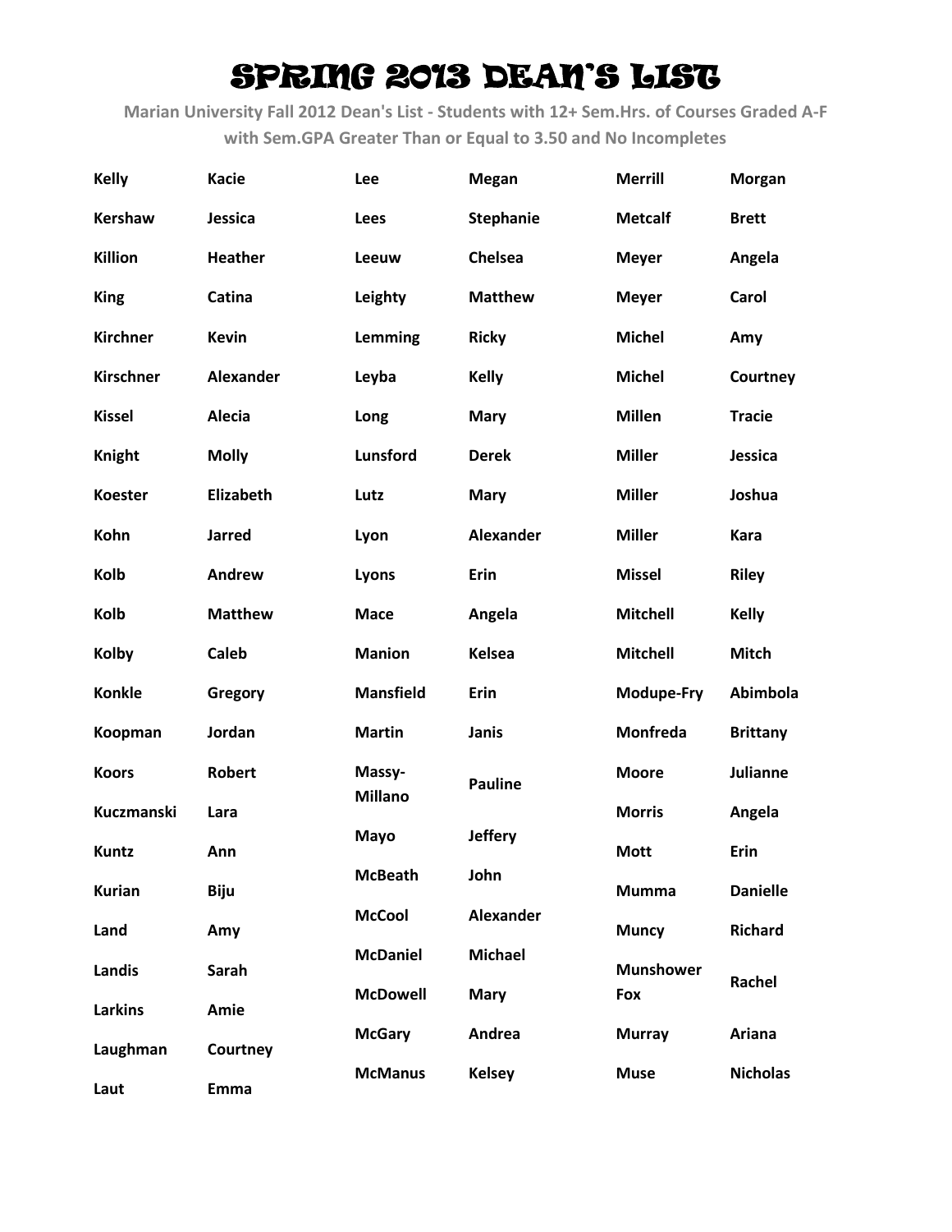# SPRING 2013 DEAN'S LIST

**Marian University Fall 2012 Dean's List - Students with 12+ Sem.Hrs. of Courses Graded A-F with Sem.GPA Greater Than or Equal to 3.50 and No Incompletes**

| | | | | | |
|---|---|---|---|---|---|
| **Kelly** | **Kacie** | **Lee** | **Megan** | **Merrill** | **Morgan** |
| **Kershaw** | **Jessica** | **Lees** | **Stephanie** | **Metcalf** | **Brett** |
| **Killion** | **Heather** | **Leeuw** | **Chelsea** | **Meyer** | **Angela** |
| **King** | **Catina** | **Leighty** | **Matthew** | **Meyer** | **Carol** |
| **Kirchner** | **Kevin** | **Lemming** | **Ricky** | **Michel** | **Amy** |
| **Kirschner** | **Alexander** | **Leyba** | **Kelly** | **Michel** | **Courtney** |
| **Kissel** | **Alecia** | **Long** | **Mary** | **Millen** | **Tracie** |
| **Knight** | **Molly** | **Lunsford** | **Derek** | **Miller** | **Jessica** |
| **Koester** | **Elizabeth** | **Lutz** | **Mary** | **Miller** | **Joshua** |
| **Kohn** | **Jarred** | **Lyon** | **Alexander** | **Miller** | **Kara** |
| **Kolb** | **Andrew** | **Lyons** | **Erin** | **Missel** | **Riley** |
| **Kolb** | **Matthew** | **Mace** | **Angela** | **Mitchell** | **Kelly** |
| **Kolby** | **Caleb** | **Manion** | **Kelsea** | **Mitchell** | **Mitch** |
| **Konkle** | **Gregory** | **Mansfield** | **Erin** | **Modupe-Fry** | **Abimbola** |
| **Koopman** | **Jordan** | **Martin** | **Janis** | **Monfreda** | **Brittany** |
| **Koors** | **Robert** | **Massy-Millano** | **Pauline** | **Moore** | **Julianne** |
| **Kuczmanski** | **Lara** | **Mayo** | **Jeffery** | **Morris** | **Angela** |
| **Kuntz** | **Ann** | **McBeath** | **John** | **Mott** | **Erin** |
| **Kurian** | **Biju** | **McCool** | **Alexander** | **Mumma** | **Danielle** |
| **Land** | **Amy** | **McDaniel** | **Michael** | **Muncy** | **Richard** |
| **Landis** | **Sarah** | **McDowell** | **Mary** | **Munshower Fox** | **Rachel** |
| **Larkins** | **Amie** | **McGary** | **Andrea** | **Murray** | **Ariana** |
| **Laughman** | **Courtney** | **McManus** | **Kelsey** | **Muse** | **Nicholas** |
| **Laut** | **Emma** | | | | |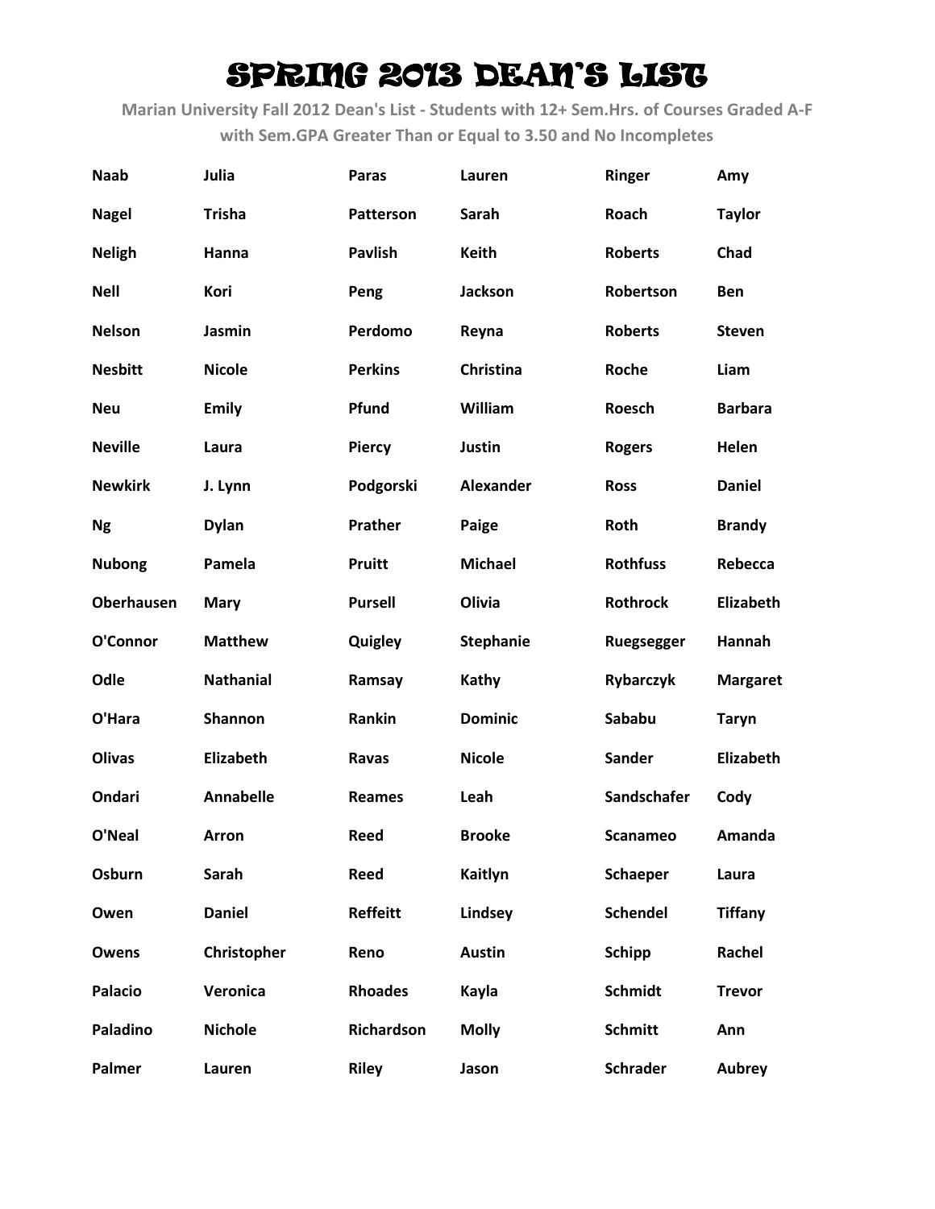# SPRING 2013 DEAN'S LIST

**Marian University Fall 2012 Dean's List - Students with 12+ Sem.Hrs. of Courses Graded A-F with Sem.GPA Greater Than or Equal to 3.50 and No Incompletes**

| | | | | | |
|---|---|---|---|---|---|
| **Naab** | **Julia** | **Paras** | **Lauren** | **Ringer** | **Amy** |
| **Nagel** | **Trisha** | **Patterson** | **Sarah** | **Roach** | **Taylor** |
| **Neligh** | **Hanna** | **Pavlish** | **Keith** | **Roberts** | **Chad** |
| **Nell** | **Kori** | **Peng** | **Jackson** | **Robertson** | **Ben** |
| **Nelson** | **Jasmin** | **Perdomo** | **Reyna** | **Roberts** | **Steven** |
| **Nesbitt** | **Nicole** | **Perkins** | **Christina** | **Roche** | **Liam** |
| **Neu** | **Emily** | **Pfund** | **William** | **Roesch** | **Barbara** |
| **Neville** | **Laura** | **Piercy** | **Justin** | **Rogers** | **Helen** |
| **Newkirk** | **J. Lynn** | **Podgorski** | **Alexander** | **Ross** | **Daniel** |
| **Ng** | **Dylan** | **Prather** | **Paige** | **Roth** | **Brandy** |
| **Nubong** | **Pamela** | **Pruitt** | **Michael** | **Rothfuss** | **Rebecca** |
| **Oberhausen** | **Mary** | **Pursell** | **Olivia** | **Rothrock** | **Elizabeth** |
| **O'Connor** | **Matthew** | **Quigley** | **Stephanie** | **Ruegsegger** | **Hannah** |
| **Odle** | **Nathanial** | **Ramsay** | **Kathy** | **Rybarczyk** | **Margaret** |
| **O'Hara** | **Shannon** | **Rankin** | **Dominic** | **Sababu** | **Taryn** |
| **Olivas** | **Elizabeth** | **Ravas** | **Nicole** | **Sander** | **Elizabeth** |
| **Ondari** | **Annabelle** | **Reames** | **Leah** | **Sandschafer** | **Cody** |
| **O'Neal** | **Arron** | **Reed** | **Brooke** | **Scanameo** | **Amanda** |
| **Osburn** | **Sarah** | **Reed** | **Kaitlyn** | **Schaeper** | **Laura** |
| **Owen** | **Daniel** | **Reffeitt** | **Lindsey** | **Schendel** | **Tiffany** |
| **Owens** | **Christopher** | **Reno** | **Austin** | **Schipp** | **Rachel** |
| **Palacio** | **Veronica** | **Rhoades** | **Kayla** | **Schmidt** | **Trevor** |
| **Paladino** | **Nichole** | **Richardson** | **Molly** | **Schmitt** | **Ann** |
| **Palmer** | **Lauren** | **Riley** | **Jason** | **Schrader** | **Aubrey** |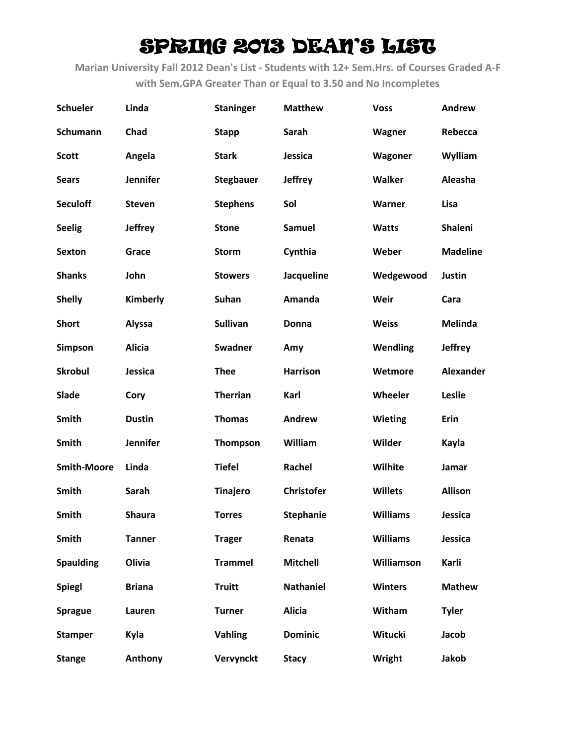# SPRING 2013 DEAN'S LIST

**Marian University Fall 2012 Dean's List - Students with 12+ Sem.Hrs. of Courses Graded A-F with Sem.GPA Greater Than or Equal to 3.50 and No Incompletes**

| | | | | | |
|---|---|---|---|---|---|
| **Schueler** | **Linda** | **Staninger** | **Matthew** | **Voss** | **Andrew** |
| **Schumann** | **Chad** | **Stapp** | **Sarah** | **Wagner** | **Rebecca** |
| **Scott** | **Angela** | **Stark** | **Jessica** | **Wagoner** | **Wylliam** |
| **Sears** | **Jennifer** | **Stegbauer** | **Jeffrey** | **Walker** | **Aleasha** |
| **Seculoff** | **Steven** | **Stephens** | **Sol** | **Warner** | **Lisa** |
| **Seelig** | **Jeffrey** | **Stone** | **Samuel** | **Watts** | **Shaleni** |
| **Sexton** | **Grace** | **Storm** | **Cynthia** | **Weber** | **Madeline** |
| **Shanks** | **John** | **Stowers** | **Jacqueline** | **Wedgewood** | **Justin** |
| **Shelly** | **Kimberly** | **Suhan** | **Amanda** | **Weir** | **Cara** |
| **Short** | **Alyssa** | **Sullivan** | **Donna** | **Weiss** | **Melinda** |
| **Simpson** | **Alicia** | **Swadner** | **Amy** | **Wendling** | **Jeffrey** |
| **Skrobul** | **Jessica** | **Thee** | **Harrison** | **Wetmore** | **Alexander** |
| **Slade** | **Cory** | **Therrian** | **Karl** | **Wheeler** | **Leslie** |
| **Smith** | **Dustin** | **Thomas** | **Andrew** | **Wieting** | **Erin** |
| **Smith** | **Jennifer** | **Thompson** | **William** | **Wilder** | **Kayla** |
| **Smith-Moore** | **Linda** | **Tiefel** | **Rachel** | **Wilhite** | **Jamar** |
| **Smith** | **Sarah** | **Tinajero** | **Christofer** | **Willets** | **Allison** |
| **Smith** | **Shaura** | **Torres** | **Stephanie** | **Williams** | **Jessica** |
| **Smith** | **Tanner** | **Trager** | **Renata** | **Williams** | **Jessica** |
| **Spaulding** | **Olivia** | **Trammel** | **Mitchell** | **Williamson** | **Karli** |
| **Spiegl** | **Briana** | **Truitt** | **Nathaniel** | **Winters** | **Mathew** |
| **Sprague** | **Lauren** | **Turner** | **Alicia** | **Witham** | **Tyler** |
| **Stamper** | **Kyla** | **Vahling** | **Dominic** | **Witucki** | **Jacob** |
| **Stange** | **Anthony** | **Vervynckt** | **Stacy** | **Wright** | **Jakob** |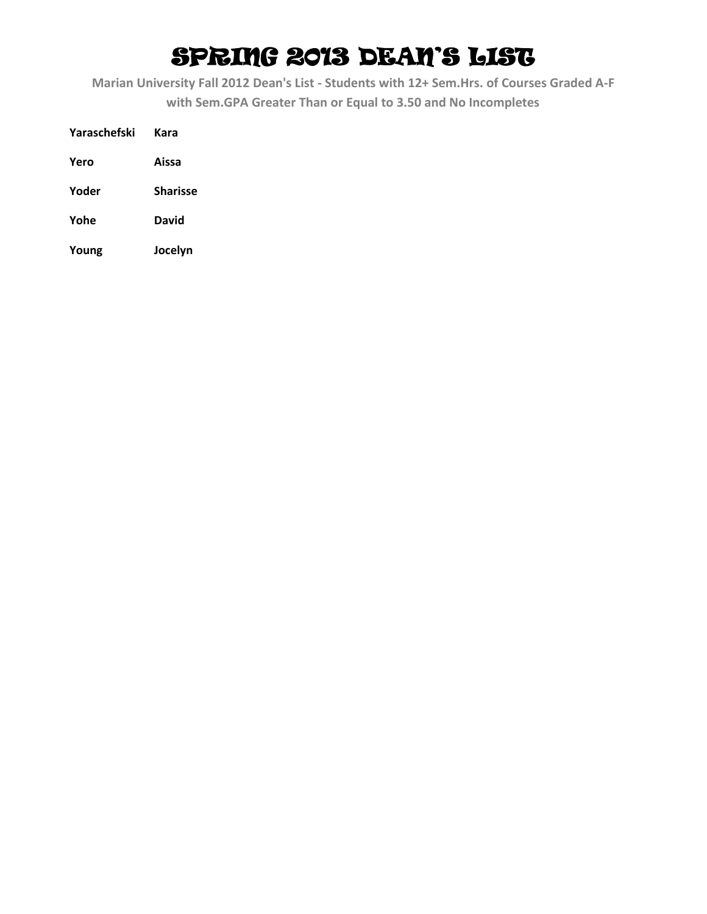# SPRING 2013 DEAN'S LIST

**Marian University Fall 2012 Dean's List - Students with 12+ Sem.Hrs. of Courses Graded A-F with Sem.GPA Greater Than or Equal to 3.50 and No Incompletes**

| | |
|---|---|
| **Yaraschefski** | **Kara** |
| **Yero** | **Aissa** |
| **Yoder** | **Sharisse** |
| **Yohe** | **David** |
| **Young** | **Jocelyn** |